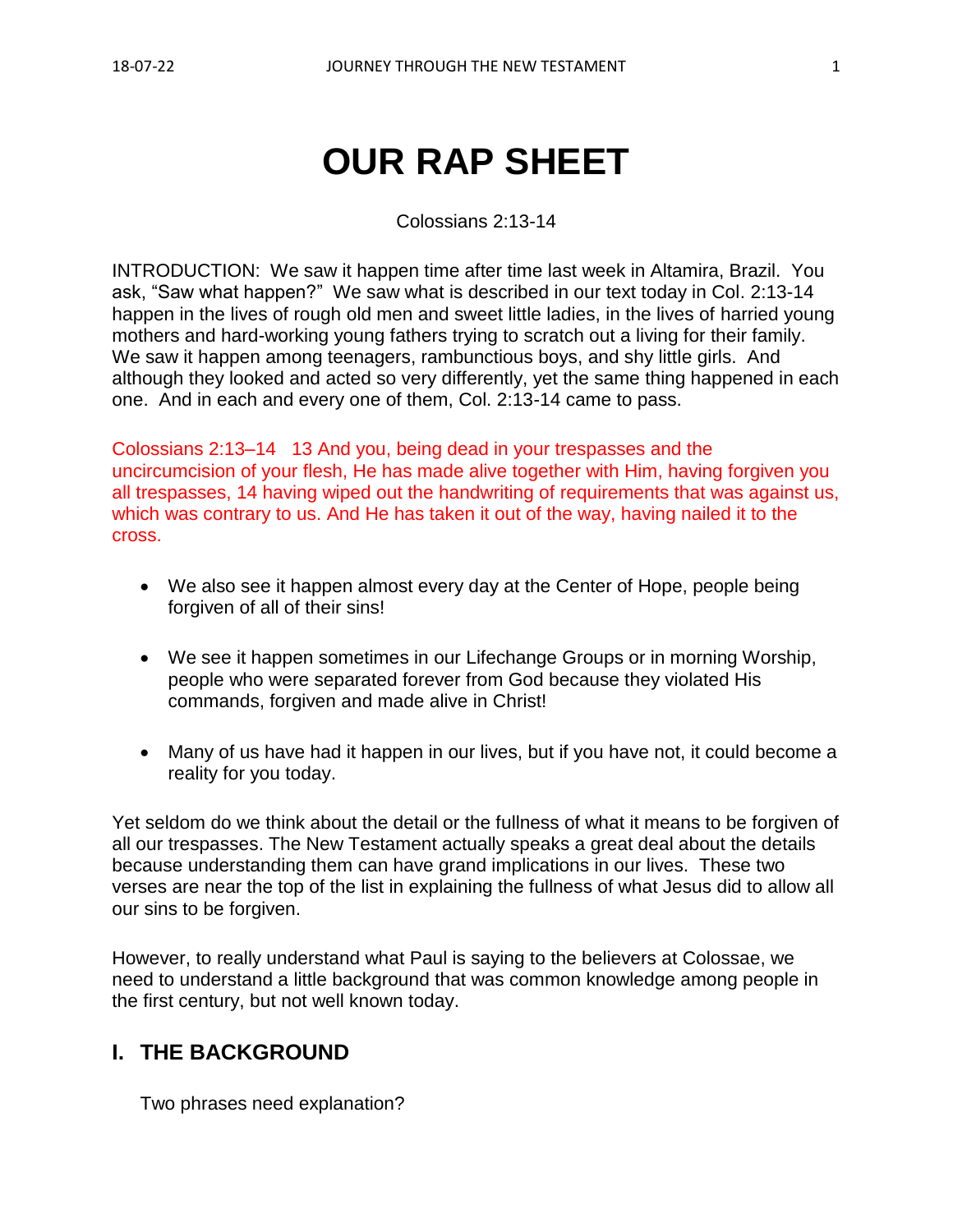# OUR RAP SHEET

Colossians 2:13-14

INTRODUCTION: We saw it happen time after time last week in Altamira, Brazil. You ask, "Saw what happen?" We saw what is described in our text today in Col. 2:13-14 happen in the lives of rough old men and sweet little ladies, in the lives of harried young mothers and hard-working young fathers trying to scratch out a living for their family. We saw it happen among teenagers, rambunctious boys, and shy little girls. And although they looked and acted so very differently, yet the same thing happened in each one. And in each and every one of them, Col. 2:13-14 came to pass.

Colossians 2:13–14 13 And you, being dead in your trespasses and the uncircumcision of your flesh, He has made alive together with Him, having forgiven you all trespasses, 14 having wiped out the handwriting of requirements that was against us, which was contrary to us. And He has taken it out of the way, having nailed it to the cross.

- We also see it happen almost every day at the Center of Hope, people being forgiven of all of their sins!
- We see it happen sometimes in our Lifechange Groups or in morning Worship, people who were separated forever from God because they violated His commands, forgiven and made alive in Christ!
- Many of us have had it happen in our lives, but if you have not, it could become a reality for you today.

Yet seldom do we think about the detail or the fullness of what it means to be forgiven of all our trespasses. The New Testament actually speaks a great deal about the details because understanding them can have grand implications in our lives. These two verses are near the top of the list in explaining the fullness of what Jesus did to allow all our sins to be forgiven.

However, to really understand what Paul is saying to the believers at Colossae, we need to understand a little background that was common knowledge among people in the first century, but not well known today.

## I. THE BACKGROUND

Two phrases need explanation?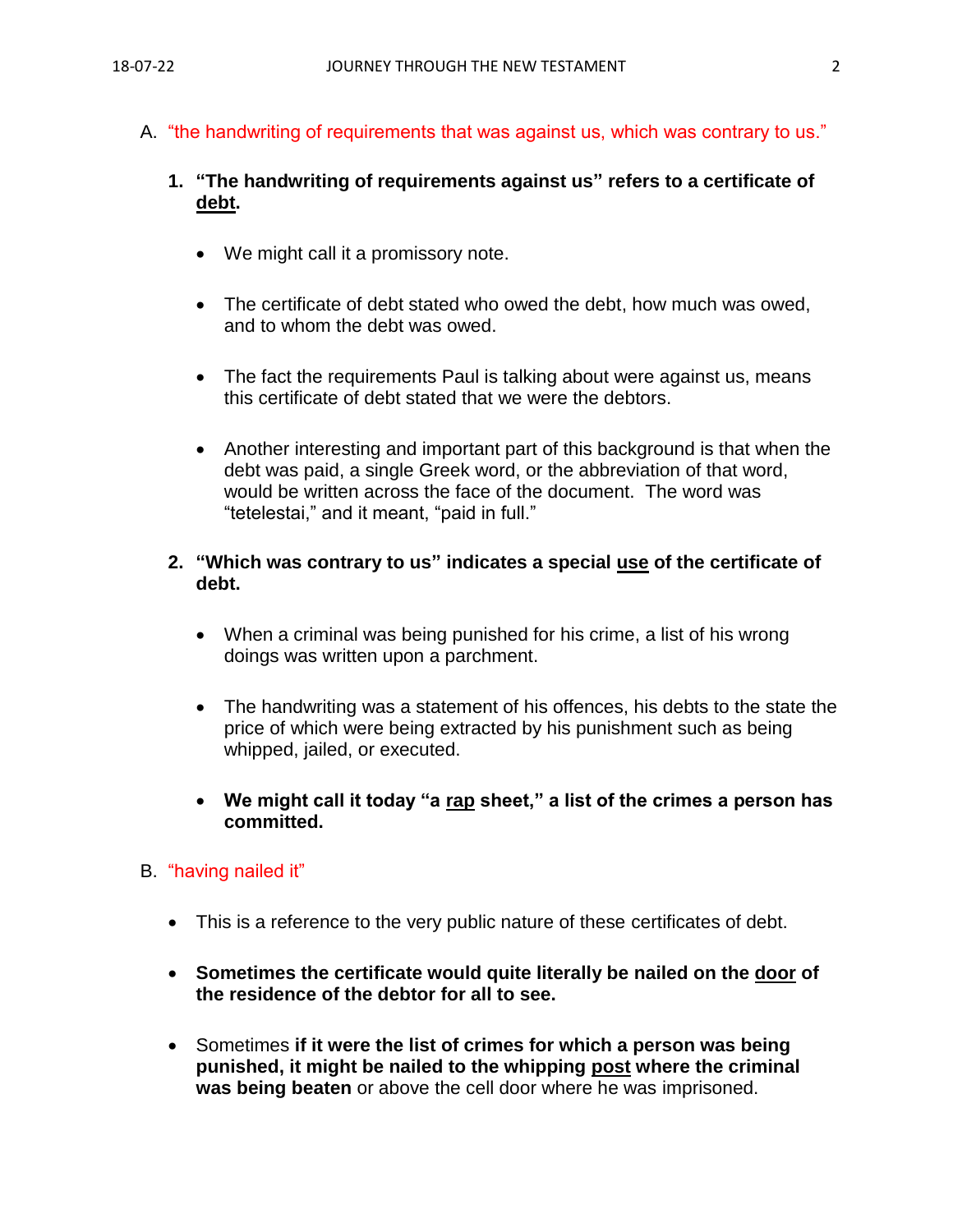A. "the handwriting of requirements that was against us, which was contrary to us."

1. **"The handwriting of requirements against us" refers to a certificate of <u>debt</u>.**

    - We might call it a promissory note.

    - The certificate of debt stated who owed the debt, how much was owed, and to whom the debt was owed.

    - The fact the requirements Paul is talking about were against us, means this certificate of debt stated that we were the debtors.

    - Another interesting and important part of this background is that when the debt was paid, a single Greek word, or the abbreviation of that word, would be written across the face of the document. The word was "tetelestai," and it meant, "paid in full."

2. **"Which was contrary to us" indicates a special <u>use</u> of the certificate of debt.**

    - When a criminal was being punished for his crime, a list of his wrong doings was written upon a parchment.

    - The handwriting was a statement of his offences, his debts to the state the price of which were being extracted by his punishment such as being whipped, jailed, or executed.

    - **We might call it today "a <u>rap</u> sheet," a list of the crimes a person has committed.**

B. "having nailed it"

- This is a reference to the very public nature of these certificates of debt.

- **Sometimes the certificate would quite literally be nailed on the <u>door</u> of the residence of the debtor for all to see.**

- Sometimes **if it were the list of crimes for which a person was being punished, it might be nailed to the whipping <u>post</u> where the criminal was being beaten** or above the cell door where he was imprisoned.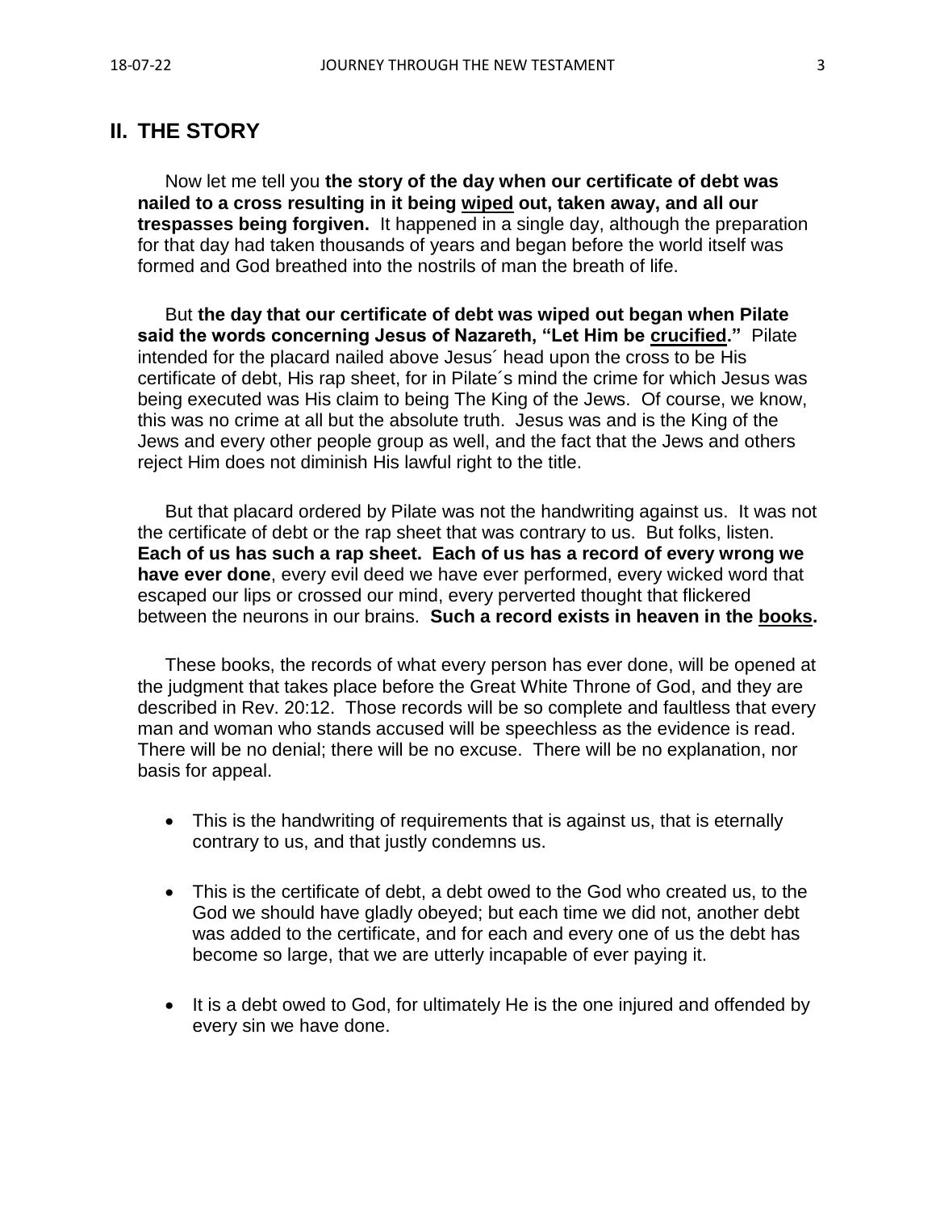## II. THE STORY

Now let me tell you **the story of the day when our certificate of debt was nailed to a cross resulting in it being <u>wiped</u> out, taken away, and all our trespasses being forgiven.** It happened in a single day, although the preparation for that day had taken thousands of years and began before the world itself was formed and God breathed into the nostrils of man the breath of life.

But **the day that our certificate of debt was wiped out began when Pilate said the words concerning Jesus of Nazareth, "Let Him be <u>crucified</u>."** Pilate intended for the placard nailed above Jesus´ head upon the cross to be His certificate of debt, His rap sheet, for in Pilate´s mind the crime for which Jesus was being executed was His claim to being The King of the Jews. Of course, we know, this was no crime at all but the absolute truth. Jesus was and is the King of the Jews and every other people group as well, and the fact that the Jews and others reject Him does not diminish His lawful right to the title.

But that placard ordered by Pilate was not the handwriting against us. It was not the certificate of debt or the rap sheet that was contrary to us. But folks, listen. **Each of us has such a rap sheet. Each of us has a record of every wrong we have ever done**, every evil deed we have ever performed, every wicked word that escaped our lips or crossed our mind, every perverted thought that flickered between the neurons in our brains. **Such a record exists in heaven in the <u>books</u>.**

These books, the records of what every person has ever done, will be opened at the judgment that takes place before the Great White Throne of God, and they are described in Rev. 20:12. Those records will be so complete and faultless that every man and woman who stands accused will be speechless as the evidence is read. There will be no denial; there will be no excuse. There will be no explanation, nor basis for appeal.

- This is the handwriting of requirements that is against us, that is eternally contrary to us, and that justly condemns us.
- This is the certificate of debt, a debt owed to the God who created us, to the God we should have gladly obeyed; but each time we did not, another debt was added to the certificate, and for each and every one of us the debt has become so large, that we are utterly incapable of ever paying it.
- It is a debt owed to God, for ultimately He is the one injured and offended by every sin we have done.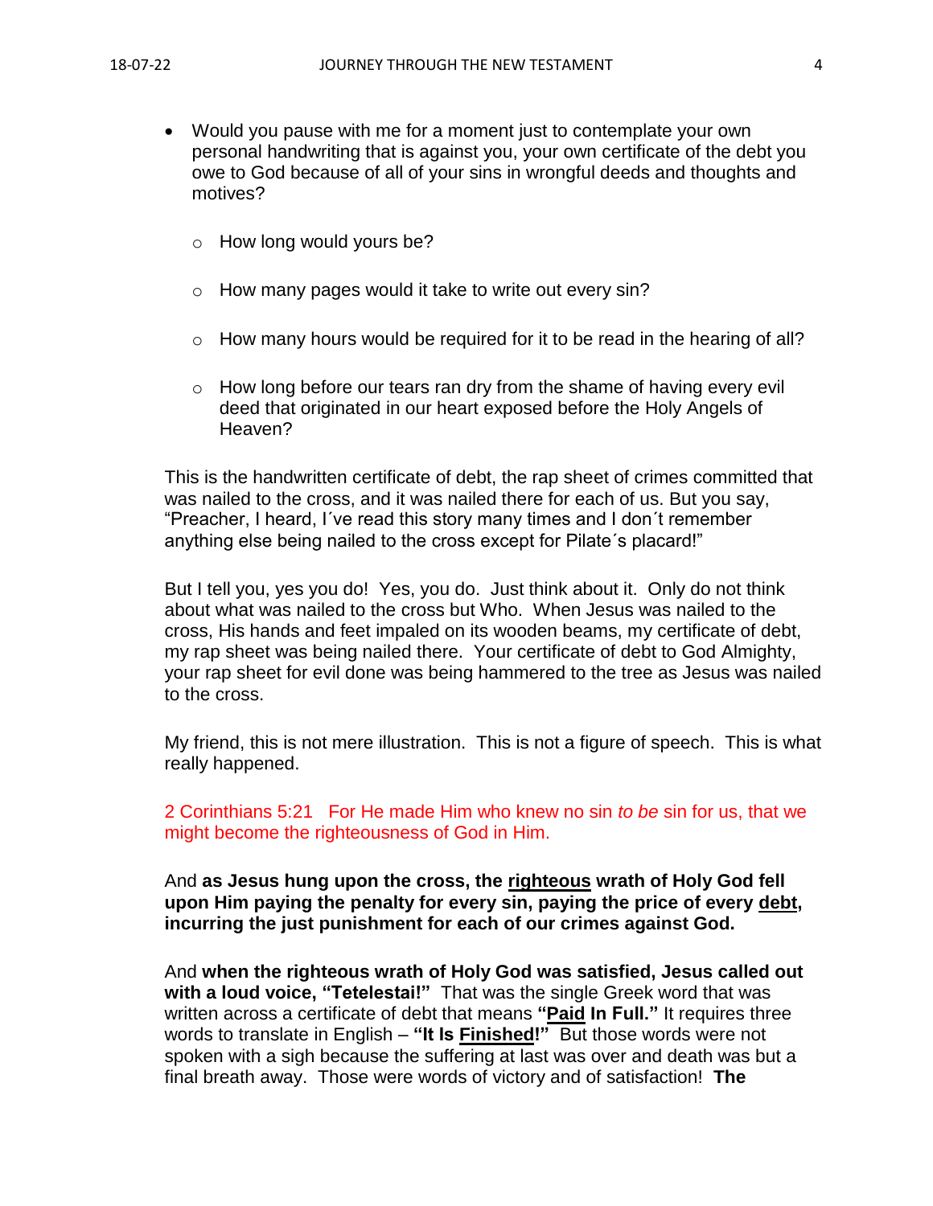- Would you pause with me for a moment just to contemplate your own personal handwriting that is against you, your own certificate of the debt you owe to God because of all of your sins in wrongful deeds and thoughts and motives?
  - How long would yours be?
  - How many pages would it take to write out every sin?
  - How many hours would be required for it to be read in the hearing of all?
  - How long before our tears ran dry from the shame of having every evil deed that originated in our heart exposed before the Holy Angels of Heaven?

This is the handwritten certificate of debt, the rap sheet of crimes committed that was nailed to the cross, and it was nailed there for each of us. But you say, "Preacher, I heard, I´ve read this story many times and I don´t remember anything else being nailed to the cross except for Pilate´s placard!"

But I tell you, yes you do! Yes, you do. Just think about it. Only do not think about what was nailed to the cross but Who. When Jesus was nailed to the cross, His hands and feet impaled on its wooden beams, my certificate of debt, my rap sheet was being nailed there. Your certificate of debt to God Almighty, your rap sheet for evil done was being hammered to the tree as Jesus was nailed to the cross.

My friend, this is not mere illustration. This is not a figure of speech. This is what really happened.

2 Corinthians 5:21 For He made Him who knew no sin *to be* sin for us, that we might become the righteousness of God in Him.

And **as Jesus hung upon the cross, the <u>righteous</u> wrath of Holy God fell upon Him paying the penalty for every sin, paying the price of every <u>debt</u>, incurring the just punishment for each of our crimes against God.**

And **when the righteous wrath of Holy God was satisfied, Jesus called out with a loud voice, "Tetelestai!"** That was the single Greek word that was written across a certificate of debt that means **"<u>Paid</u> In Full."** It requires three words to translate in English – **"It Is <u>Finished</u>!"** But those words were not spoken with a sigh because the suffering at last was over and death was but a final breath away. Those were words of victory and of satisfaction! **The**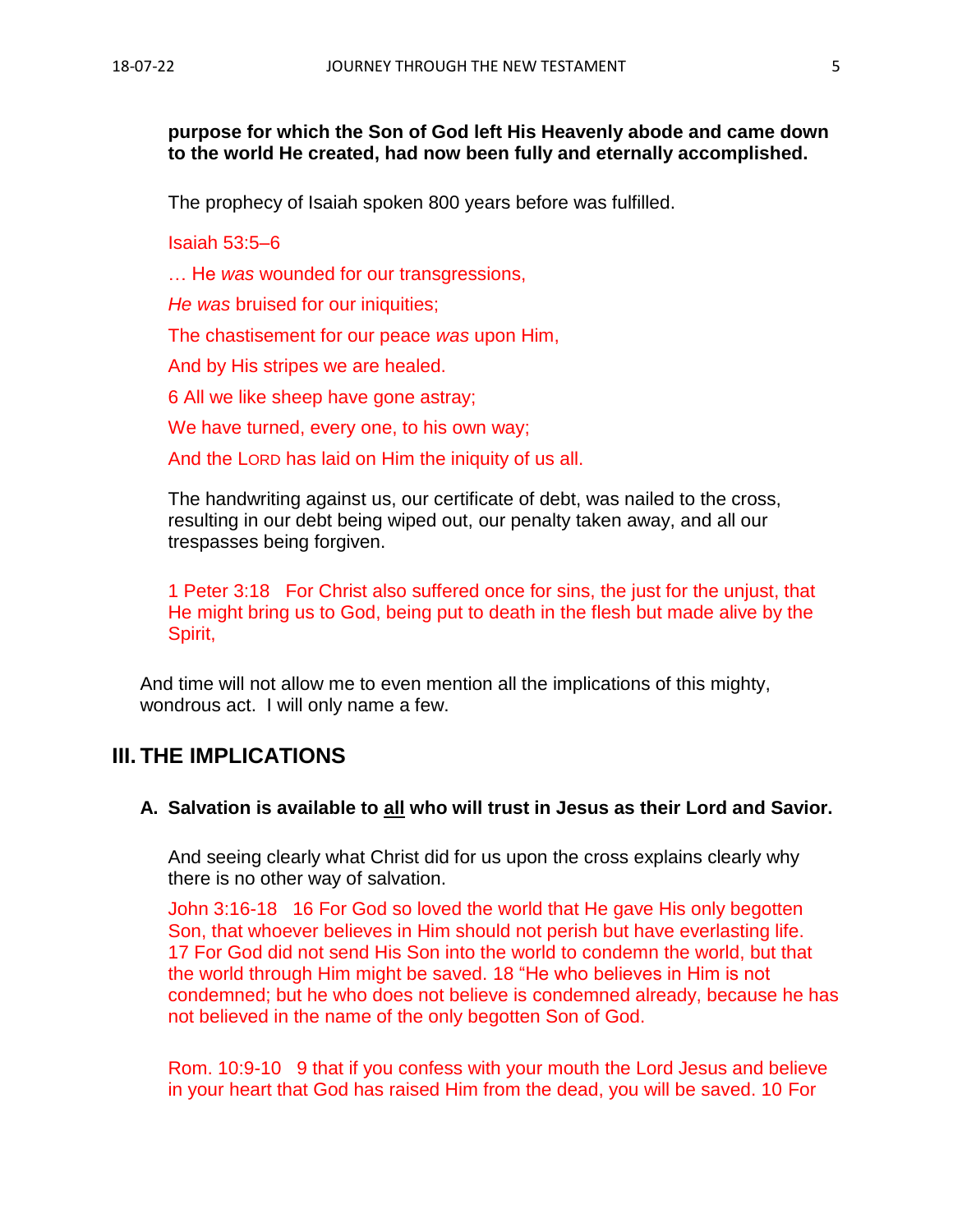**purpose for which the Son of God left His Heavenly abode and came down to the world He created, had now been fully and eternally accomplished.**

The prophecy of Isaiah spoken 800 years before was fulfilled.

Isaiah 53:5–6

… He *was* wounded for our transgressions,

*He was* bruised for our iniquities;

The chastisement for our peace *was* upon Him,

And by His stripes we are healed.

6 All we like sheep have gone astray;

We have turned, every one, to his own way;

And the LORD has laid on Him the iniquity of us all.

The handwriting against us, our certificate of debt, was nailed to the cross, resulting in our debt being wiped out, our penalty taken away, and all our trespasses being forgiven.

1 Peter 3:18   For Christ also suffered once for sins, the just for the unjust, that He might bring us to God, being put to death in the flesh but made alive by the Spirit,

And time will not allow me to even mention all the implications of this mighty, wondrous act.  I will only name a few.

## III. THE IMPLICATIONS

### A. Salvation is available to <u>all</u> who will trust in Jesus as their Lord and Savior.

And seeing clearly what Christ did for us upon the cross explains clearly why there is no other way of salvation.

John 3:16-18   16 For God so loved the world that He gave His only begotten Son, that whoever believes in Him should not perish but have everlasting life. 17 For God did not send His Son into the world to condemn the world, but that the world through Him might be saved. 18 "He who believes in Him is not condemned; but he who does not believe is condemned already, because he has not believed in the name of the only begotten Son of God.

Rom. 10:9-10   9 that if you confess with your mouth the Lord Jesus and believe in your heart that God has raised Him from the dead, you will be saved. 10 For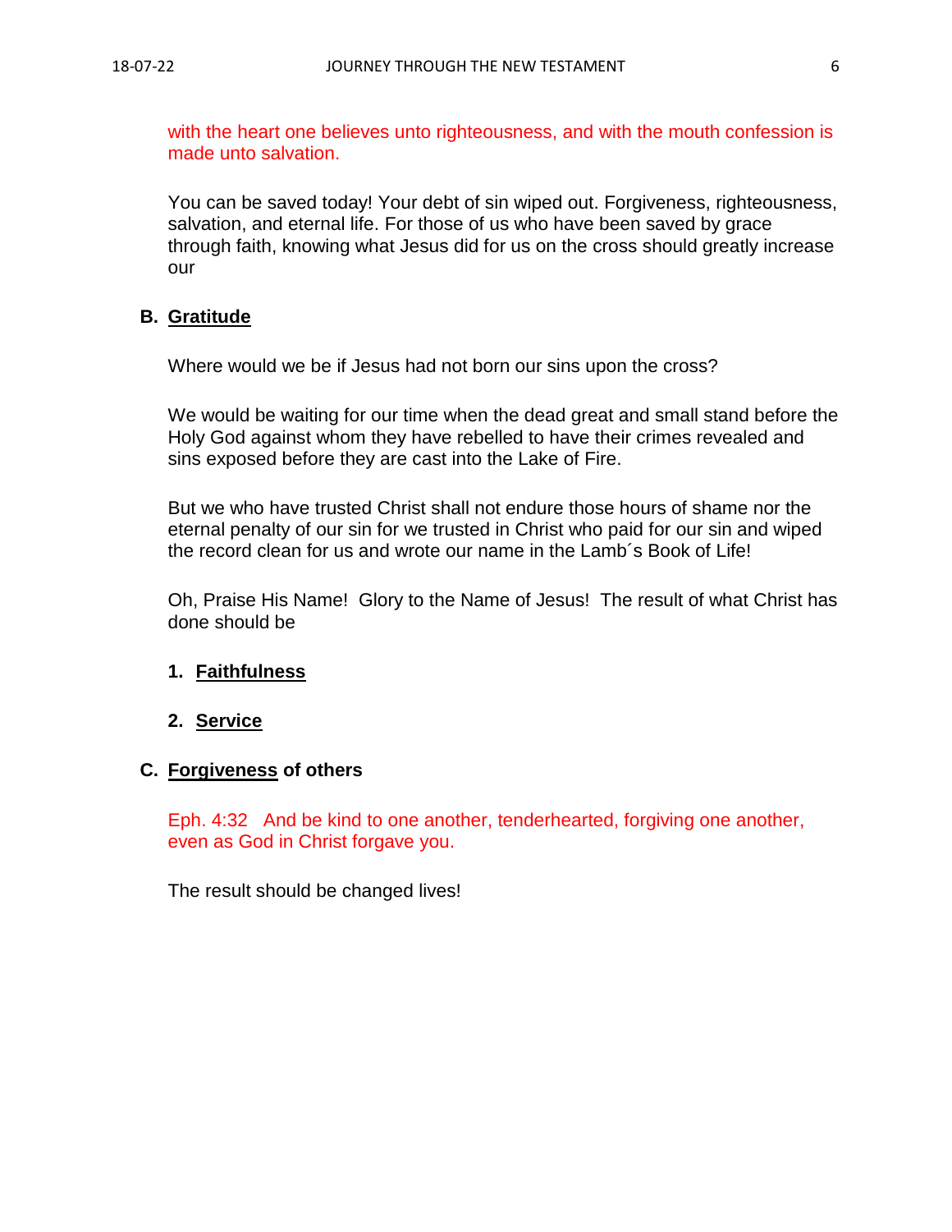with the heart one believes unto righteousness, and with the mouth confession is made unto salvation.

You can be saved today! Your debt of sin wiped out. Forgiveness, righteousness, salvation, and eternal life. For those of us who have been saved by grace through faith, knowing what Jesus did for us on the cross should greatly increase our

**B. Gratitude**

Where would we be if Jesus had not born our sins upon the cross?

We would be waiting for our time when the dead great and small stand before the Holy God against whom they have rebelled to have their crimes revealed and sins exposed before they are cast into the Lake of Fire.

But we who have trusted Christ shall not endure those hours of shame nor the eternal penalty of our sin for we trusted in Christ who paid for our sin and wiped the record clean for us and wrote our name in the Lamb´s Book of Life!

Oh, Praise His Name! Glory to the Name of Jesus! The result of what Christ has done should be

1. **Faithfulness**

2. **Service**

**C. Forgiveness of others**

Eph. 4:32 And be kind to one another, tenderhearted, forgiving one another, even as God in Christ forgave you.

The result should be changed lives!